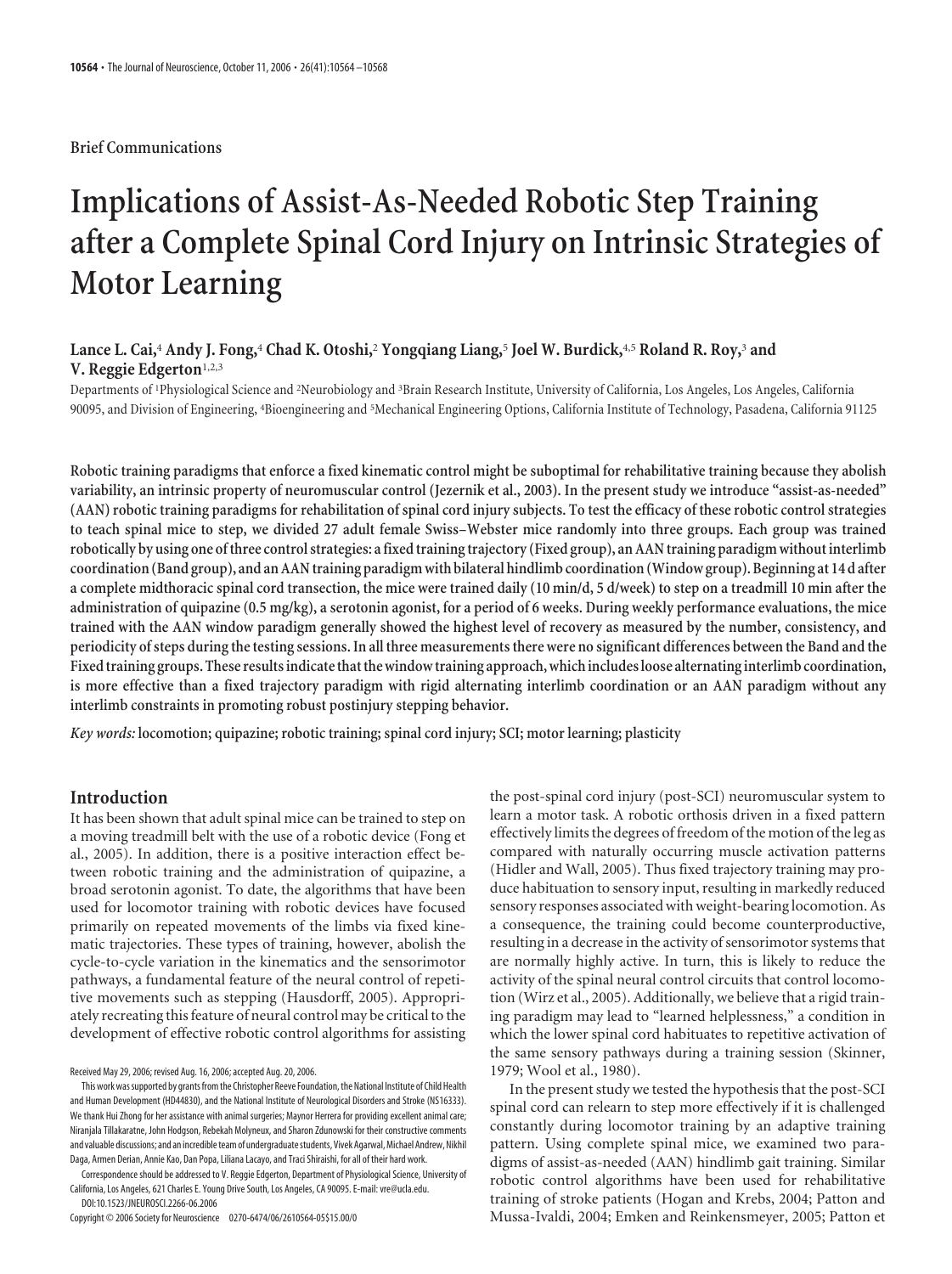Brief Communications

# Implications of Assist-As-Needed Robotic Step Training after a Complete Spinal Cord Injury on Intrinsic Strategies of Motor Learning

**Lance L. Cai,[4] Andy J. Fong,[4] Chad K. Otoshi,[2] Yongqiang Liang,[5] Joel W. Burdick,[4,5] Roland R. Roy,[3] and V. Reggie Edgerton[1,2,3]**

Departments of [1]Physiological Science and [2]Neurobiology and [3]Brain Research Institute, University of California, Los Angeles, Los Angeles, California 90095, and Division of Engineering, [4]Bioengineering and [5]Mechanical Engineering Options, California Institute of Technology, Pasadena, California 91125

**Robotic training paradigms that enforce a fixed kinematic control might be suboptimal for rehabilitative training because they abolish variability, an intrinsic property of neuromuscular control (Jezernik et al., 2003). In the present study we introduce "assist-as-needed" (AAN) robotic training paradigms for rehabilitation of spinal cord injury subjects. To test the efficacy of these robotic control strategies to teach spinal mice to step, we divided 27 adult female Swiss–Webster mice randomly into three groups. Each group was trained robotically by using one of three control strategies: a fixed training trajectory (Fixed group), an AAN training paradigm without interlimb coordination (Band group), and an AAN training paradigm with bilateral hindlimb coordination (Window group). Beginning at 14 d after a complete midthoracic spinal cord transection, the mice were trained daily (10 min/d, 5 d/week) to step on a treadmill 10 min after the administration of quipazine (0.5 mg/kg), a serotonin agonist, for a period of 6 weeks. During weekly performance evaluations, the mice trained with the AAN window paradigm generally showed the highest level of recovery as measured by the number, consistency, and periodicity of steps during the testing sessions. In all three measurements there were no significant differences between the Band and the Fixed training groups. These results indicate that the window training approach, which includes loose alternating interlimb coordination, is more effective than a fixed trajectory paradigm with rigid alternating interlimb coordination or an AAN paradigm without any interlimb constraints in promoting robust postinjury stepping behavior.**

*Key words:* **locomotion; quipazine; robotic training; spinal cord injury; SCI; motor learning; plasticity**

## Introduction

It has been shown that adult spinal mice can be trained to step on a moving treadmill belt with the use of a robotic device (Fong et al., 2005). In addition, there is a positive interaction effect between robotic training and the administration of quipazine, a broad serotonin agonist. To date, the algorithms that have been used for locomotor training with robotic devices have focused primarily on repeated movements of the limbs via fixed kinematic trajectories. These types of training, however, abolish the cycle-to-cycle variation in the kinematics and the sensorimotor pathways, a fundamental feature of the neural control of repetitive movements such as stepping (Hausdorff, 2005). Appropriately recreating this feature of neural control may be critical to the development of effective robotic control algorithms for assisting the post-spinal cord injury (post-SCI) neuromuscular system to learn a motor task. A robotic orthosis driven in a fixed pattern effectively limits the degrees of freedom of the motion of the leg as compared with naturally occurring muscle activation patterns (Hidler and Wall, 2005). Thus fixed trajectory training may produce habituation to sensory input, resulting in markedly reduced sensory responses associated with weight-bearing locomotion. As a consequence, the training could become counterproductive, resulting in a decrease in the activity of sensorimotor systems that are normally highly active. In turn, this is likely to reduce the activity of the spinal neural control circuits that control locomotion (Wirz et al., 2005). Additionally, we believe that a rigid training paradigm may lead to "learned helplessness," a condition in which the lower spinal cord habituates to repetitive activation of the same sensory pathways during a training session (Skinner, 1979; Wool et al., 1980).

In the present study we tested the hypothesis that the post-SCI spinal cord can relearn to step more effectively if it is challenged constantly during locomotor training by an adaptive training pattern. Using complete spinal mice, we examined two paradigms of assist-as-needed (AAN) hindlimb gait training. Similar robotic control algorithms have been used for rehabilitative training of stroke patients (Hogan and Krebs, 2004; Patton and Mussa-Ivaldi, 2004; Emken and Reinkensmeyer, 2005; Patton et

Received May 29, 2006; revised Aug. 16, 2006; accepted Aug. 20, 2006.

This work was supported by grants from the Christopher Reeve Foundation, the National Institute of Child Health and Human Development (HD44830), and the National Institute of Neurological Disorders and Stroke (NS16333). We thank Hui Zhong for her assistance with animal surgeries; Maynor Herrera for providing excellent animal care; Niranjala Tillakaratne, John Hodgson, Rebekah Molyneux, and Sharon Zdunowski for their constructive comments and valuable discussions; and an incredible team of undergraduate students, Vivek Agarwal, Michael Andrew, Nikhil Daga, Armen Derian, Annie Kao, Dan Popa, Liliana Lacayo, and Traci Shiraishi, for all of their hard work.

Correspondence should be addressed to V. Reggie Edgerton, Department of Physiological Science, University of California, Los Angeles, 621 Charles E. Young Drive South, Los Angeles, CA 90095. E-mail: vre@ucla.edu.

DOI:10.1523/JNEUROSCI.2266-06.2006

Copyright © 2006 Society for Neuroscience 0270-6474/06/2610564-05$15.00/0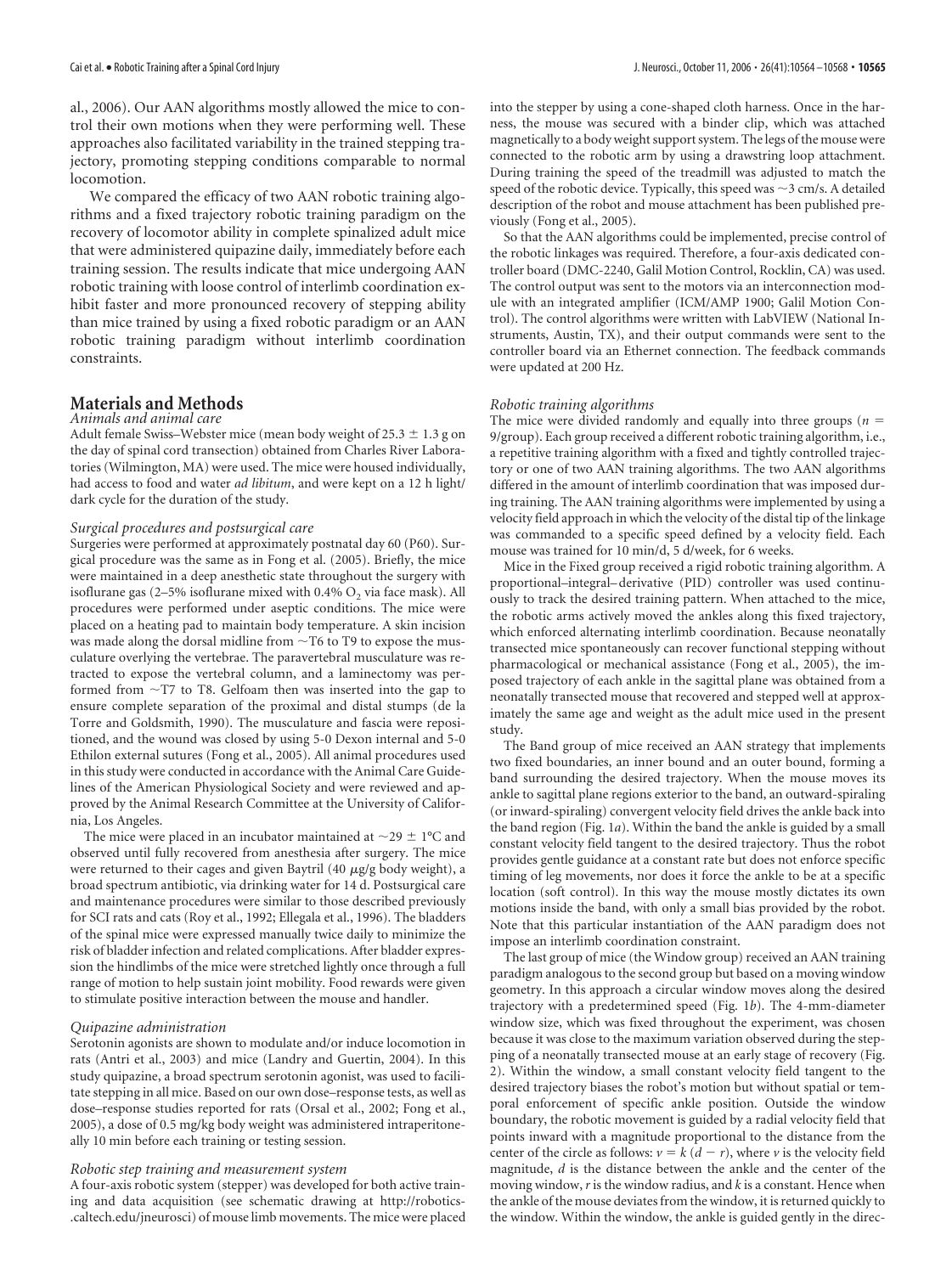al., 2006). Our AAN algorithms mostly allowed the mice to control their own motions when they were performing well. These approaches also facilitated variability in the trained stepping trajectory, promoting stepping conditions comparable to normal locomotion.

We compared the efficacy of two AAN robotic training algorithms and a fixed trajectory robotic training paradigm on the recovery of locomotor ability in complete spinalized adult mice that were administered quipazine daily, immediately before each training session. The results indicate that mice undergoing AAN robotic training with loose control of interlimb coordination exhibit faster and more pronounced recovery of stepping ability than mice trained by using a fixed robotic paradigm or an AAN robotic training paradigm without interlimb coordination constraints.

## Materials and Methods

### *Animals and animal care*

Adult female Swiss–Webster mice (mean body weight of 25.3 ± 1.3 g on the day of spinal cord transection) obtained from Charles River Laboratories (Wilmington, MA) were used. The mice were housed individually, had access to food and water *ad libitum*, and were kept on a 12 h light/dark cycle for the duration of the study.

### *Surgical procedures and postsurgical care*

Surgeries were performed at approximately postnatal day 60 (P60). Surgical procedure was the same as in Fong et al. (2005). Briefly, the mice were maintained in a deep anesthetic state throughout the surgery with isoflurane gas (2–5% isoflurane mixed with 0.4% $O_2$ via face mask). All procedures were performed under aseptic conditions. The mice were placed on a heating pad to maintain body temperature. A skin incision was made along the dorsal midline from ~T6 to T9 to expose the musculature overlying the vertebrae. The paravertebral musculature was retracted to expose the vertebral column, and a laminectomy was performed from ~T7 to T8. Gelfoam then was inserted into the gap to ensure complete separation of the proximal and distal stumps (de la Torre and Goldsmith, 1990). The musculature and fascia were repositioned, and the wound was closed by using 5-0 Dexon internal and 5-0 Ethilon external sutures (Fong et al., 2005). All animal procedures used in this study were conducted in accordance with the Animal Care Guidelines of the American Physiological Society and were reviewed and approved by the Animal Research Committee at the University of California, Los Angeles.

The mice were placed in an incubator maintained at ~29 ± 1°C and observed until fully recovered from anesthesia after surgery. The mice were returned to their cages and given Baytril (40 μg/g body weight), a broad spectrum antibiotic, via drinking water for 14 d. Postsurgical care and maintenance procedures were similar to those described previously for SCI rats and cats (Roy et al., 1992; Ellegala et al., 1996). The bladders of the spinal mice were expressed manually twice daily to minimize the risk of bladder infection and related complications. After bladder expression the hindlimbs of the mice were stretched lightly once through a full range of motion to help sustain joint mobility. Food rewards were given to stimulate positive interaction between the mouse and handler.

### *Quipazine administration*

Serotonin agonists are shown to modulate and/or induce locomotion in rats (Antri et al., 2003) and mice (Landry and Guertin, 2004). In this study quipazine, a broad spectrum serotonin agonist, was used to facilitate stepping in all mice. Based on our own dose–response tests, as well as dose–response studies reported for rats (Orsal et al., 2002; Fong et al., 2005), a dose of 0.5 mg/kg body weight was administered intraperitoneally 10 min before each training or testing session.

### *Robotic step training and measurement system*

A four-axis robotic system (stepper) was developed for both active training and data acquisition (see schematic drawing at http://robotics-.caltech.edu/jneurosci) of mouse limb movements. The mice were placed into the stepper by using a cone-shaped cloth harness. Once in the harness, the mouse was secured with a binder clip, which was attached magnetically to a body weight support system. The legs of the mouse were connected to the robotic arm by using a drawstring loop attachment. During training the speed of the treadmill was adjusted to match the speed of the robotic device. Typically, this speed was ~3 cm/s. A detailed description of the robot and mouse attachment has been published previously (Fong et al., 2005).

So that the AAN algorithms could be implemented, precise control of the robotic linkages was required. Therefore, a four-axis dedicated controller board (DMC-2240, Galil Motion Control, Rocklin, CA) was used. The control output was sent to the motors via an interconnection module with an integrated amplifier (ICM/AMP 1900; Galil Motion Control). The control algorithms were written with LabVIEW (National Instruments, Austin, TX), and their output commands were sent to the controller board via an Ethernet connection. The feedback commands were updated at 200 Hz.

### *Robotic training algorithms*

The mice were divided randomly and equally into three groups ($n$ = 9/group). Each group received a different robotic training algorithm, i.e., a repetitive training algorithm with a fixed and tightly controlled trajectory or one of two AAN training algorithms. The two AAN algorithms differed in the amount of interlimb coordination that was imposed during training. The AAN training algorithms were implemented by using a velocity field approach in which the velocity of the distal tip of the linkage was commanded to a specific speed defined by a velocity field. Each mouse was trained for 10 min/d, 5 d/week, for 6 weeks.

Mice in the Fixed group received a rigid robotic training algorithm. A proportional–integral–derivative (PID) controller was used continuously to track the desired training pattern. When attached to the mice, the robotic arms actively moved the ankles along this fixed trajectory, which enforced alternating interlimb coordination. Because neonatally transected mice spontaneously can recover functional stepping without pharmacological or mechanical assistance (Fong et al., 2005), the imposed trajectory of each ankle in the sagittal plane was obtained from a neonatally transected mouse that recovered and stepped well at approximately the same age and weight as the adult mice used in the present study.

The Band group of mice received an AAN strategy that implements two fixed boundaries, an inner bound and an outer bound, forming a band surrounding the desired trajectory. When the mouse moves its ankle to sagittal plane regions exterior to the band, an outward-spiraling (or inward-spiraling) convergent velocity field drives the ankle back into the band region (Fig. 1*a*). Within the band the ankle is guided by a small constant velocity field tangent to the desired trajectory. Thus the robot provides gentle guidance at a constant rate but does not enforce specific timing of leg movements, nor does it force the ankle to be at a specific location (soft control). In this way the mouse mostly dictates its own motions inside the band, with only a small bias provided by the robot. Note that this particular instantiation of the AAN paradigm does not impose an interlimb coordination constraint.

The last group of mice (the Window group) received an AAN training paradigm analogous to the second group but based on a moving window geometry. In this approach a circular window moves along the desired trajectory with a predetermined speed (Fig. 1*b*). The 4-mm-diameter window size, which was fixed throughout the experiment, was chosen because it was close to the maximum variation observed during the stepping of a neonatally transected mouse at an early stage of recovery (Fig. 2). Within the window, a small constant velocity field tangent to the desired trajectory biases the robot's motion but without spatial or temporal enforcement of specific ankle position. Outside the window boundary, the robotic movement is guided by a radial velocity field that points inward with a magnitude proportional to the distance from the center of the circle as follows: $v = k\,(d - r)$, where $v$ is the velocity field magnitude, $d$ is the distance between the ankle and the center of the moving window, $r$ is the window radius, and $k$ is a constant. Hence when the ankle of the mouse deviates from the window, it is returned quickly to the window. Within the window, the ankle is guided gently in the direc-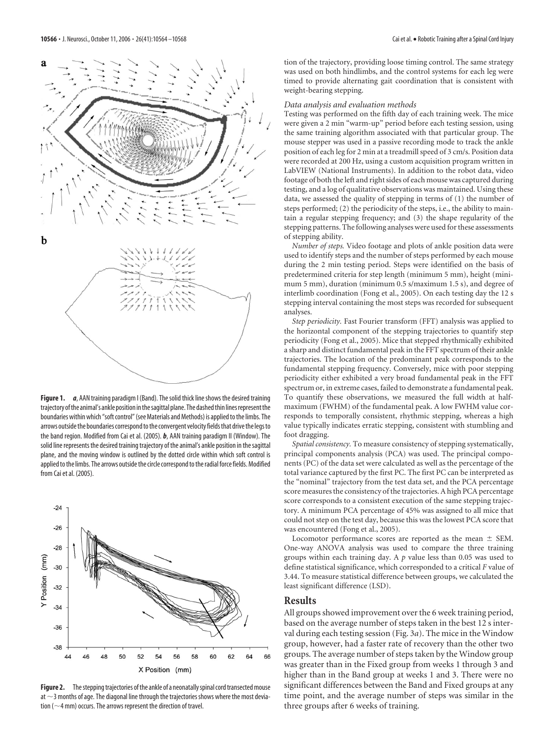**Figure 1.** ***a***, AAN training paradigm I (Band). The solid thick line shows the desired training trajectory of the animal's ankle position in the sagittal plane. The dashed thin lines represent the boundaries within which "soft control" (see Materials and Methods) is applied to the limbs. The arrows outside the boundaries correspond to the convergent velocity fields that drive the legs to the band region. Modified from Cai et al. (2005). ***b***, AAN training paradigm II (Window). The solid line represents the desired training trajectory of the animal's ankle position in the sagittal plane, and the moving window is outlined by the dotted circle within which soft control is applied to the limbs. The arrows outside the circle correspond to the radial force fields. Modified from Cai et al. (2005).

**Figure 2.** The stepping trajectories of the ankle of a neonatally spinal cord transected mouse at ~3 months of age. The diagonal line through the trajectories shows where the most deviation (~4 mm) occurs. The arrows represent the direction of travel.

tion of the trajectory, providing loose timing control. The same strategy was used on both hindlimbs, and the control systems for each leg were timed to provide alternating gait coordination that is consistent with weight-bearing stepping.

### *Data analysis and evaluation methods*

Testing was performed on the fifth day of each training week. The mice were given a 2 min "warm-up" period before each testing session, using the same training algorithm associated with that particular group. The mouse stepper was used in a passive recording mode to track the ankle position of each leg for 2 min at a treadmill speed of 3 cm/s. Position data were recorded at 200 Hz, using a custom acquisition program written in LabVIEW (National Instruments). In addition to the robot data, video footage of both the left and right sides of each mouse was captured during testing, and a log of qualitative observations was maintained. Using these data, we assessed the quality of stepping in terms of (1) the number of steps performed; (2) the periodicity of the steps, i.e., the ability to maintain a regular stepping frequency; and (3) the shape regularity of the stepping patterns. The following analyses were used for these assessments of stepping ability.

*Number of steps.* Video footage and plots of ankle position data were used to identify steps and the number of steps performed by each mouse during the 2 min testing period. Steps were identified on the basis of predetermined criteria for step length (minimum 5 mm), height (minimum 5 mm), duration (minimum 0.5 s/maximum 1.5 s), and degree of interlimb coordination (Fong et al., 2005). On each testing day the 12 s stepping interval containing the most steps was recorded for subsequent analyses.

*Step periodicity.* Fast Fourier transform (FFT) analysis was applied to the horizontal component of the stepping trajectories to quantify step periodicity (Fong et al., 2005). Mice that stepped rhythmically exhibited a sharp and distinct fundamental peak in the FFT spectrum of their ankle trajectories. The location of the predominant peak corresponds to the fundamental stepping frequency. Conversely, mice with poor stepping periodicity either exhibited a very broad fundamental peak in the FFT spectrum or, in extreme cases, failed to demonstrate a fundamental peak. To quantify these observations, we measured the full width at half-maximum (FWHM) of the fundamental peak. A low FWHM value corresponds to temporally consistent, rhythmic stepping, whereas a high value typically indicates erratic stepping, consistent with stumbling and foot dragging.

*Spatial consistency.* To measure consistency of stepping systematically, principal components analysis (PCA) was used. The principal components (PC) of the data set were calculated as well as the percentage of the total variance captured by the first PC. The first PC can be interpreted as the "nominal" trajectory from the test data set, and the PCA percentage score measures the consistency of the trajectories. A high PCA percentage score corresponds to a consistent execution of the same stepping trajectory. A minimum PCA percentage of 45% was assigned to all mice that could not step on the test day, because this was the lowest PCA score that was encountered (Fong et al., 2005).

Locomotor performance scores are reported as the mean ± SEM. One-way ANOVA analysis was used to compare the three training groups within each training day. A $p$ value less than 0.05 was used to define statistical significance, which corresponded to a critical $F$ value of 3.44. To measure statistical difference between groups, we calculated the least significant difference (LSD).

## Results

All groups showed improvement over the 6 week training period, based on the average number of steps taken in the best 12 s interval during each testing session (Fig. 3*a*). The mice in the Window group, however, had a faster rate of recovery than the other two groups. The average number of steps taken by the Window group was greater than in the Fixed group from weeks 1 through 3 and higher than in the Band group at weeks 1 and 3. There were no significant differences between the Band and Fixed groups at any time point, and the average number of steps was similar in the three groups after 6 weeks of training.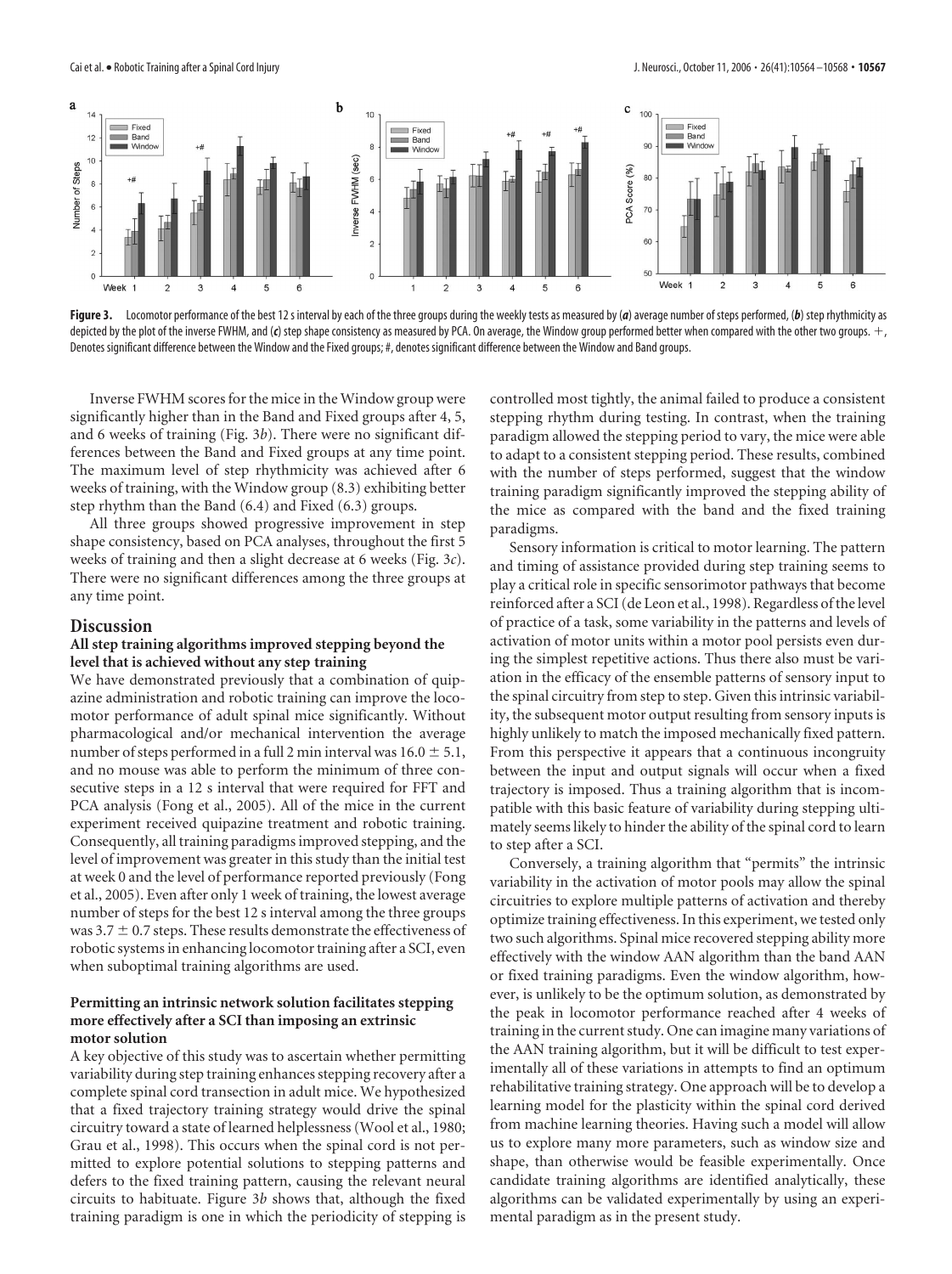a

Number of Steps

Fixed
Band
Window

+#

+#

Week 1 2 3 4 5 6

b

Inverse FWHM (sec)

Fixed
Band
Window

+# +# +#

1 2 3 4 5 6

c

PCA Score (%)

Fixed
Band
Window

Week 1 2 3 4 5 6

**Figure 3.** Locomotor performance of the best 12 s interval by each of the three groups during the weekly tests as measured by (***a***) average number of steps performed, (***b***) step rhythmicity as depicted by the plot of the inverse FWHM, and (***c***) step shape consistency as measured by PCA. On average, the Window group performed better when compared with the other two groups. +, Denotes significant difference between the Window and the Fixed groups; #, denotes significant difference between the Window and Band groups.

Inverse FWHM scores for the mice in the Window group were significantly higher than in the Band and Fixed groups after 4, 5, and 6 weeks of training (Fig. 3*b*). There were no significant differences between the Band and Fixed groups at any time point. The maximum level of step rhythmicity was achieved after 6 weeks of training, with the Window group (8.3) exhibiting better step rhythm than the Band (6.4) and Fixed (6.3) groups.

All three groups showed progressive improvement in step shape consistency, based on PCA analyses, throughout the first 5 weeks of training and then a slight decrease at 6 weeks (Fig. 3*c*). There were no significant differences among the three groups at any time point.

## Discussion

### All step training algorithms improved stepping beyond the level that is achieved without any step training

We have demonstrated previously that a combination of quipazine administration and robotic training can improve the locomotor performance of adult spinal mice significantly. Without pharmacological and/or mechanical intervention the average number of steps performed in a full 2 min interval was $16.0 \pm 5.1$, and no mouse was able to perform the minimum of three consecutive steps in a 12 s interval that were required for FFT and PCA analysis (Fong et al., 2005). All of the mice in the current experiment received quipazine treatment and robotic training. Consequently, all training paradigms improved stepping, and the level of improvement was greater in this study than the initial test at week 0 and the level of performance reported previously (Fong et al., 2005). Even after only 1 week of training, the lowest average number of steps for the best 12 s interval among the three groups was $3.7 \pm 0.7$ steps. These results demonstrate the effectiveness of robotic systems in enhancing locomotor training after a SCI, even when suboptimal training algorithms are used.

### Permitting an intrinsic network solution facilitates stepping more effectively after a SCI than imposing an extrinsic motor solution

A key objective of this study was to ascertain whether permitting variability during step training enhances stepping recovery after a complete spinal cord transection in adult mice. We hypothesized that a fixed trajectory training strategy would drive the spinal circuitry toward a state of learned helplessness (Wool et al., 1980; Grau et al., 1998). This occurs when the spinal cord is not permitted to explore potential solutions to stepping patterns and defers to the fixed training pattern, causing the relevant neural circuits to habituate. Figure 3*b* shows that, although the fixed training paradigm is one in which the periodicity of stepping is controlled most tightly, the animal failed to produce a consistent stepping rhythm during testing. In contrast, when the training paradigm allowed the stepping period to vary, the mice were able to adapt to a consistent stepping period. These results, combined with the number of steps performed, suggest that the window training paradigm significantly improved the stepping ability of the mice as compared with the band and the fixed training paradigms.

Sensory information is critical to motor learning. The pattern and timing of assistance provided during step training seems to play a critical role in specific sensorimotor pathways that become reinforced after a SCI (de Leon et al., 1998). Regardless of the level of practice of a task, some variability in the patterns and levels of activation of motor units within a motor pool persists even during the simplest repetitive actions. Thus there also must be variation in the efficacy of the ensemble patterns of sensory input to the spinal circuitry from step to step. Given this intrinsic variability, the subsequent motor output resulting from sensory inputs is highly unlikely to match the imposed mechanically fixed pattern. From this perspective it appears that a continuous incongruity between the input and output signals will occur when a fixed trajectory is imposed. Thus a training algorithm that is incompatible with this basic feature of variability during stepping ultimately seems likely to hinder the ability of the spinal cord to learn to step after a SCI.

Conversely, a training algorithm that "permits" the intrinsic variability in the activation of motor pools may allow the spinal circuitries to explore multiple patterns of activation and thereby optimize training effectiveness. In this experiment, we tested only two such algorithms. Spinal mice recovered stepping ability more effectively with the window AAN algorithm than the band AAN or fixed training paradigms. Even the window algorithm, however, is unlikely to be the optimum solution, as demonstrated by the peak in locomotor performance reached after 4 weeks of training in the current study. One can imagine many variations of the AAN training algorithm, but it will be difficult to test experimentally all of these variations in attempts to find an optimum rehabilitative training strategy. One approach will be to develop a learning model for the plasticity within the spinal cord derived from machine learning theories. Having such a model will allow us to explore many more parameters, such as window size and shape, than otherwise would be feasible experimentally. Once candidate training algorithms are identified analytically, these algorithms can be validated experimentally by using an experimental paradigm as in the present study.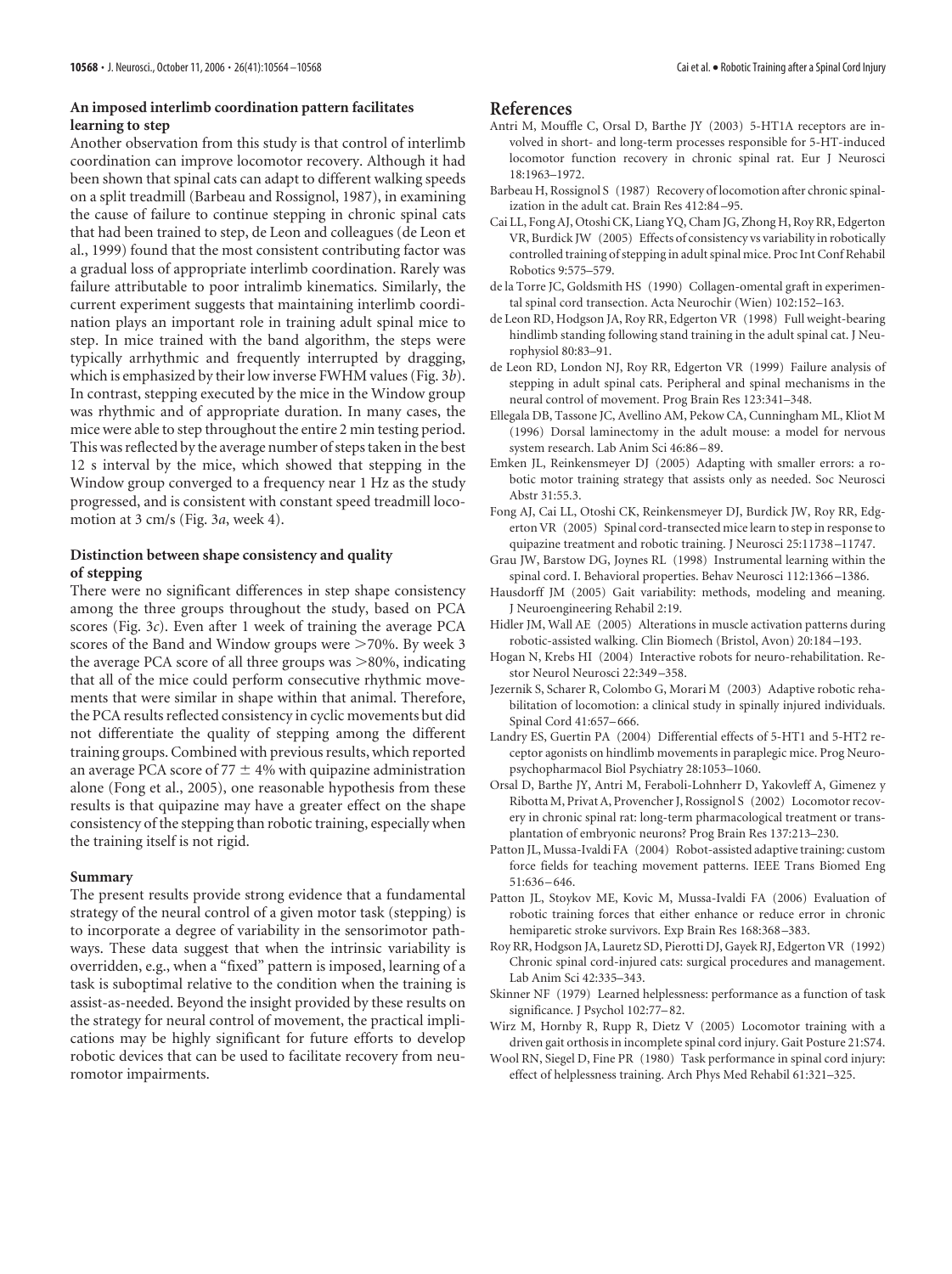### An imposed interlimb coordination pattern facilitates learning to step

Another observation from this study is that control of interlimb coordination can improve locomotor recovery. Although it had been shown that spinal cats can adapt to different walking speeds on a split treadmill (Barbeau and Rossignol, 1987), in examining the cause of failure to continue stepping in chronic spinal cats that had been trained to step, de Leon and colleagues (de Leon et al., 1999) found that the most consistent contributing factor was a gradual loss of appropriate interlimb coordination. Rarely was failure attributable to poor intralimb kinematics. Similarly, the current experiment suggests that maintaining interlimb coordination plays an important role in training adult spinal mice to step. In mice trained with the band algorithm, the steps were typically arrhythmic and frequently interrupted by dragging, which is emphasized by their low inverse FWHM values (Fig. 3*b*). In contrast, stepping executed by the mice in the Window group was rhythmic and of appropriate duration. In many cases, the mice were able to step throughout the entire 2 min testing period. This was reflected by the average number of steps taken in the best 12 s interval by the mice, which showed that stepping in the Window group converged to a frequency near 1 Hz as the study progressed, and is consistent with constant speed treadmill locomotion at 3 cm/s (Fig. 3*a*, week 4).

### Distinction between shape consistency and quality of stepping

There were no significant differences in step shape consistency among the three groups throughout the study, based on PCA scores (Fig. 3*c*). Even after 1 week of training the average PCA scores of the Band and Window groups were >70%. By week 3 the average PCA score of all three groups was >80%, indicating that all of the mice could perform consecutive rhythmic movements that were similar in shape within that animal. Therefore, the PCA results reflected consistency in cyclic movements but did not differentiate the quality of stepping among the different training groups. Combined with previous results, which reported an average PCA score of $77 \pm 4\%$ with quipazine administration alone (Fong et al., 2005), one reasonable hypothesis from these results is that quipazine may have a greater effect on the shape consistency of the stepping than robotic training, especially when the training itself is not rigid.

### Summary

The present results provide strong evidence that a fundamental strategy of the neural control of a given motor task (stepping) is to incorporate a degree of variability in the sensorimotor pathways. These data suggest that when the intrinsic variability is overridden, e.g., when a "fixed" pattern is imposed, learning of a task is suboptimal relative to the condition when the training is assist-as-needed. Beyond the insight provided by these results on the strategy for neural control of movement, the practical implications may be highly significant for future efforts to develop robotic devices that can be used to facilitate recovery from neuromotor impairments.

## References

Antri M, Mouffle C, Orsal D, Barthe JY (2003) 5-HT1A receptors are involved in short- and long-term processes responsible for 5-HT-induced locomotor function recovery in chronic spinal rat. Eur J Neurosci 18:1963–1972.

Barbeau H, Rossignol S (1987) Recovery of locomotion after chronic spinalization in the adult cat. Brain Res 412:84–95.

Cai LL, Fong AJ, Otoshi CK, Liang YQ, Cham JG, Zhong H, Roy RR, Edgerton VR, Burdick JW (2005) Effects of consistency vs variability in robotically controlled training of stepping in adult spinal mice. Proc Int Conf Rehabil Robotics 9:575–579.

de la Torre JC, Goldsmith HS (1990) Collagen-omental graft in experimental spinal cord transection. Acta Neurochir (Wien) 102:152–163.

de Leon RD, Hodgson JA, Roy RR, Edgerton VR (1998) Full weight-bearing hindlimb standing following stand training in the adult spinal cat. J Neurophysiol 80:83–91.

de Leon RD, London NJ, Roy RR, Edgerton VR (1999) Failure analysis of stepping in adult spinal cats. Peripheral and spinal mechanisms in the neural control of movement. Prog Brain Res 123:341–348.

Ellegala DB, Tassone JC, Avellino AM, Pekow CA, Cunningham ML, Kliot M (1996) Dorsal laminectomy in the adult mouse: a model for nervous system research. Lab Anim Sci 46:86–89.

Emken JL, Reinkensmeyer DJ (2005) Adapting with smaller errors: a robotic motor training strategy that assists only as needed. Soc Neurosci Abstr 31:55.3.

Fong AJ, Cai LL, Otoshi CK, Reinkensmeyer DJ, Burdick JW, Roy RR, Edgerton VR (2005) Spinal cord-transected mice learn to step in response to quipazine treatment and robotic training. J Neurosci 25:11738–11747.

Grau JW, Barstow DG, Joynes RL (1998) Instrumental learning within the spinal cord. I. Behavioral properties. Behav Neurosci 112:1366–1386.

Hausdorff JM (2005) Gait variability: methods, modeling and meaning. J Neuroengineering Rehabil 2:19.

Hidler JM, Wall AE (2005) Alterations in muscle activation patterns during robotic-assisted walking. Clin Biomech (Bristol, Avon) 20:184–193.

Hogan N, Krebs HI (2004) Interactive robots for neuro-rehabilitation. Restor Neurol Neurosci 22:349–358.

Jezernik S, Scharer R, Colombo G, Morari M (2003) Adaptive robotic rehabilitation of locomotion: a clinical study in spinally injured individuals. Spinal Cord 41:657–666.

Landry ES, Guertin PA (2004) Differential effects of 5-HT1 and 5-HT2 receptor agonists on hindlimb movements in paraplegic mice. Prog Neuropsychopharmacol Biol Psychiatry 28:1053–1060.

Orsal D, Barthe JY, Antri M, Feraboli-Lohnherr D, Yakovleff A, Gimenez y Ribotta M, Privat A, Provencher J, Rossignol S (2002) Locomotor recovery in chronic spinal rat: long-term pharmacological treatment or transplantation of embryonic neurons? Prog Brain Res 137:213–230.

Patton JL, Mussa-Ivaldi FA (2004) Robot-assisted adaptive training: custom force fields for teaching movement patterns. IEEE Trans Biomed Eng 51:636–646.

Patton JL, Stoykov ME, Kovic M, Mussa-Ivaldi FA (2006) Evaluation of robotic training forces that either enhance or reduce error in chronic hemiparetic stroke survivors. Exp Brain Res 168:368–383.

Roy RR, Hodgson JA, Lauretz SD, Pierotti DJ, Gayek RJ, Edgerton VR (1992) Chronic spinal cord-injured cats: surgical procedures and management. Lab Anim Sci 42:335–343.

Skinner NF (1979) Learned helplessness: performance as a function of task significance. J Psychol 102:77–82.

Wirz M, Hornby R, Rupp R, Dietz V (2005) Locomotor training with a driven gait orthosis in incomplete spinal cord injury. Gait Posture 21:S74.

Wool RN, Siegel D, Fine PR (1980) Task performance in spinal cord injury: effect of helplessness training. Arch Phys Med Rehabil 61:321–325.